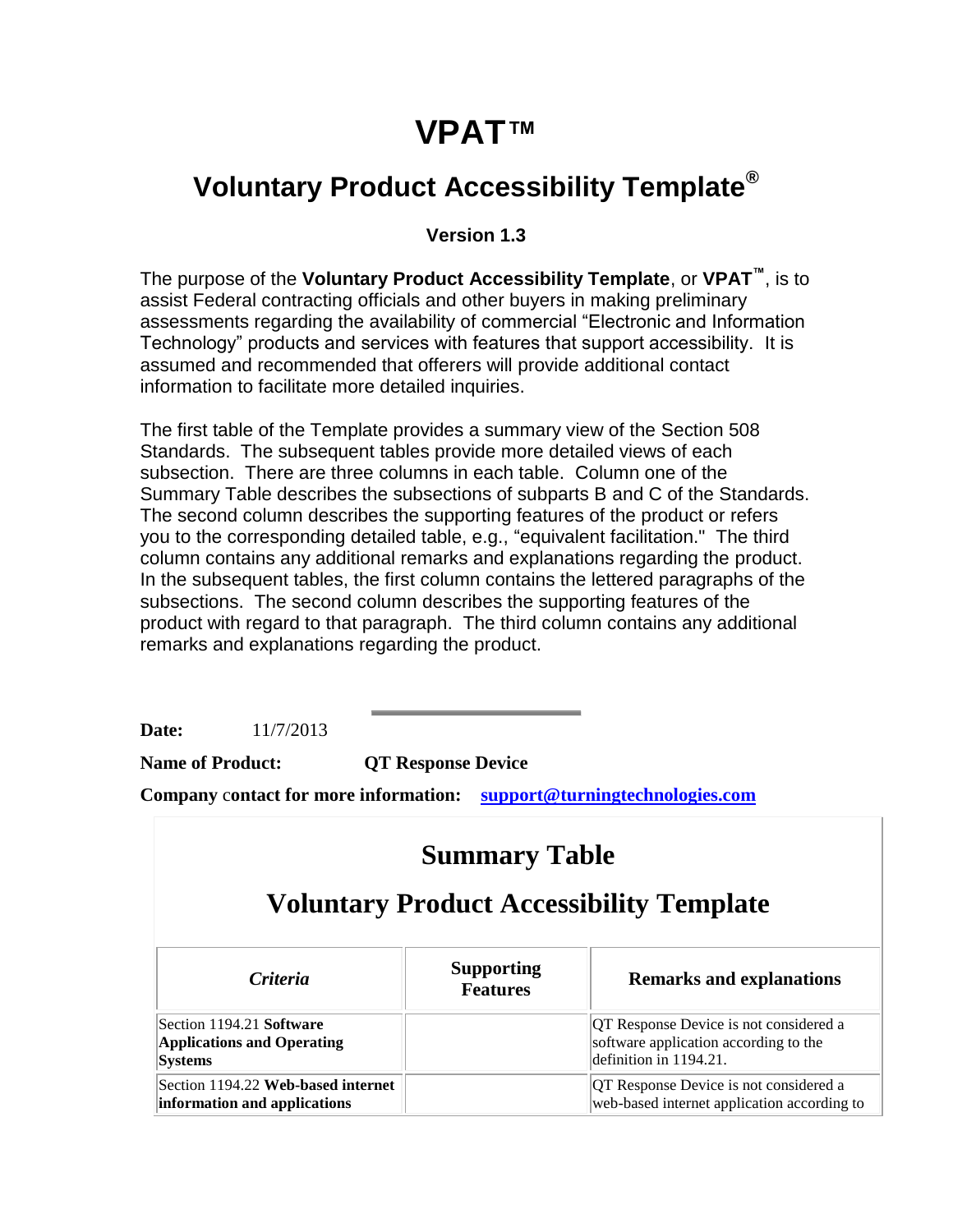# VPAT™

## Voluntary Product Accessibility Template®

### Version 1.3

The purpose of the **Voluntary Product Accessibility Template**, or **VPAT™**, is to assist Federal contracting officials and other buyers in making preliminary assessments regarding the availability of commercial "Electronic and Information Technology" products and services with features that support accessibility. It is assumed and recommended that offerers will provide additional contact information to facilitate more detailed inquiries.

The first table of the Template provides a summary view of the Section 508 Standards. The subsequent tables provide more detailed views of each subsection. There are three columns in each table. Column one of the Summary Table describes the subsections of subparts B and C of the Standards. The second column describes the supporting features of the product or refers you to the corresponding detailed table, e.g., "equivalent facilitation." The third column contains any additional remarks and explanations regarding the product. In the subsequent tables, the first column contains the lettered paragraphs of the subsections. The second column describes the supporting features of the product with regard to that paragraph. The third column contains any additional remarks and explanations regarding the product.

---

**Date:** 11/7/2013

**Name of Product:** **QT Response Device**

**Company contact for more information:** **support@turningtechnologies.com**

## Summary Table

## Voluntary Product Accessibility Template

| *Criteria* | **Supporting Features** | **Remarks and explanations** |
|---|---|---|
| Section 1194.21 **Software Applications and Operating Systems** | | QT Response Device is not considered a software application according to the definition in 1194.21. |
| Section 1194.22 **Web-based internet information and applications** | | QT Response Device is not considered a web-based internet application according to |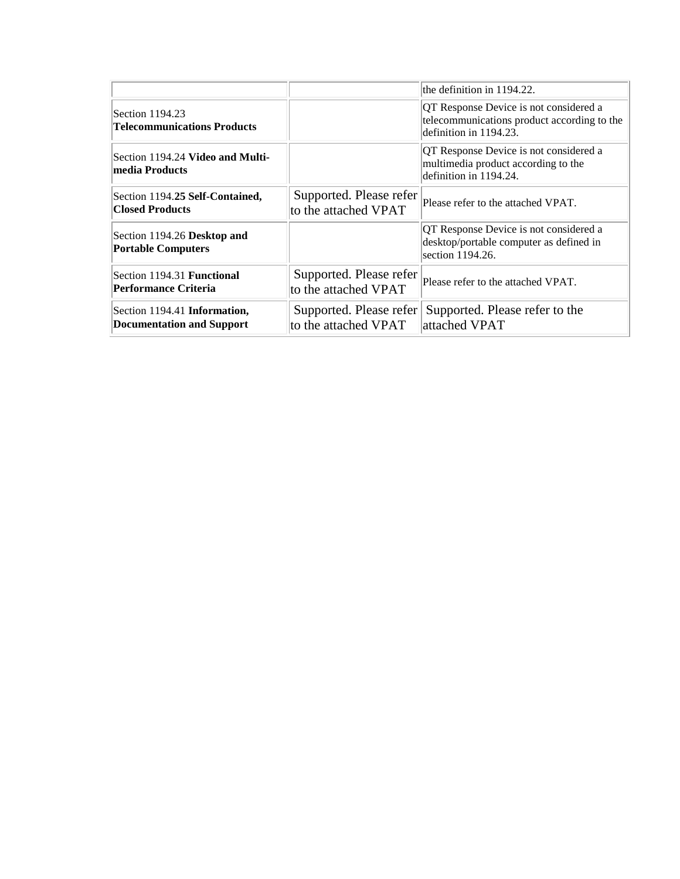| | | |
|---|---|---|
| | | the definition in 1194.22. |
| Section 1194.23 **Telecommunications Products** | | QT Response Device is not considered a telecommunications product according to the definition in 1194.23. |
| Section 1194.24 **Video and Multi-media Products** | | QT Response Device is not considered a multimedia product according to the definition in 1194.24. |
| Section 1194.**25 Self-Contained, Closed Products** | Supported. Please refer to the attached VPAT | Please refer to the attached VPAT. |
| Section 1194.26 **Desktop and Portable Computers** | | QT Response Device is not considered a desktop/portable computer as defined in section 1194.26. |
| Section 1194.31 **Functional Performance Criteria** | Supported. Please refer to the attached VPAT | Please refer to the attached VPAT. |
| Section 1194.41 **Information, Documentation and Support** | Supported. Please refer to the attached VPAT | Supported. Please refer to the attached VPAT |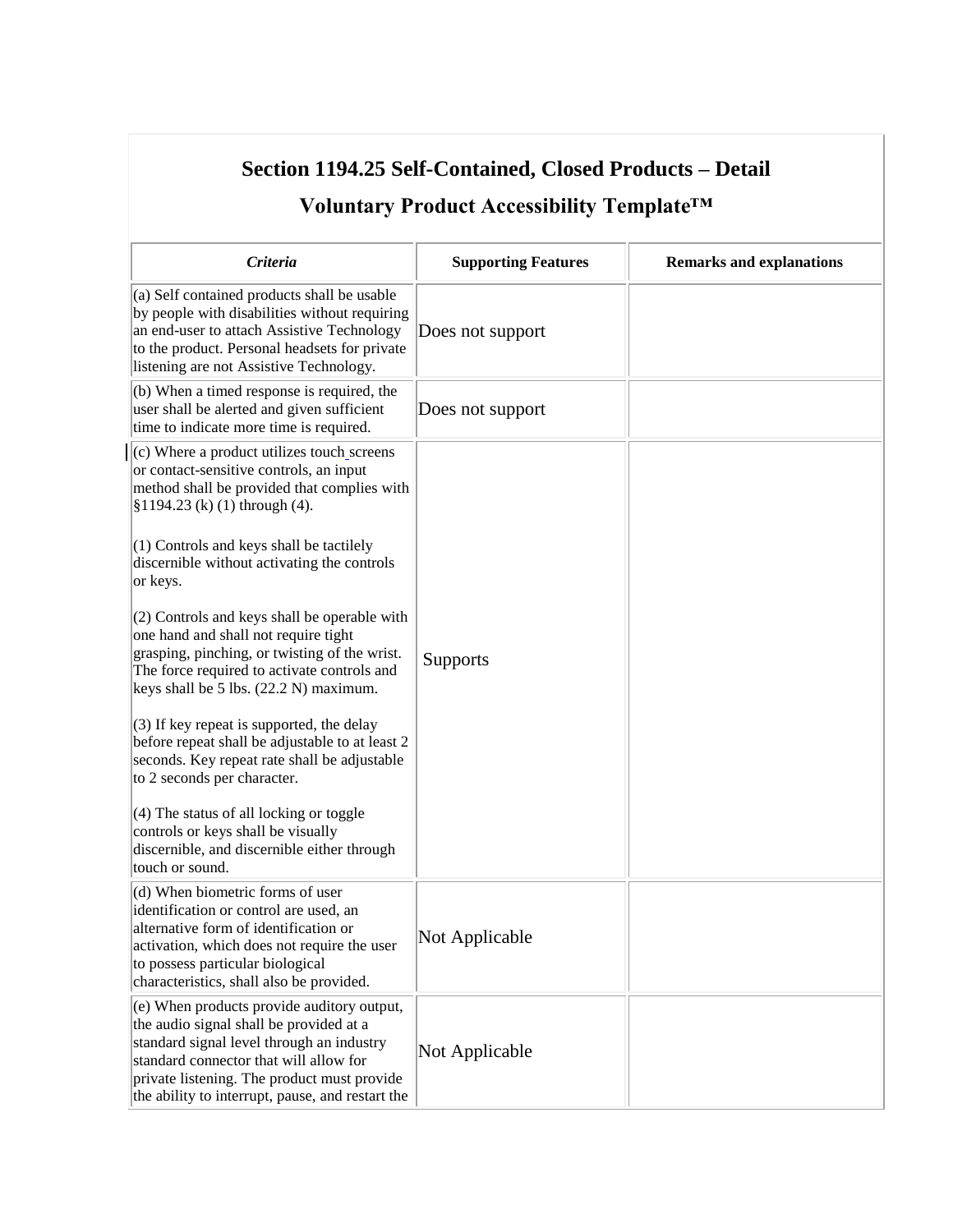## Section 1194.25 Self-Contained, Closed Products – Detail

### Voluntary Product Accessibility Template™

| *Criteria* | Supporting Features | Remarks and explanations |
| --- | --- | --- |
| (a) Self contained products shall be usable by people with disabilities without requiring an end-user to attach Assistive Technology to the product. Personal headsets for private listening are not Assistive Technology. | Does not support | |
| (b) When a timed response is required, the user shall be alerted and given sufficient time to indicate more time is required. | Does not support | |
| (c) Where a product utilizes touch screens or contact-sensitive controls, an input method shall be provided that complies with §1194.23 (k) (1) through (4).<br><br>(1) Controls and keys shall be tactilely discernible without activating the controls or keys.<br><br>(2) Controls and keys shall be operable with one hand and shall not require tight grasping, pinching, or twisting of the wrist. The force required to activate controls and keys shall be 5 lbs. (22.2 N) maximum.<br><br>(3) If key repeat is supported, the delay before repeat shall be adjustable to at least 2 seconds. Key repeat rate shall be adjustable to 2 seconds per character.<br><br>(4) The status of all locking or toggle controls or keys shall be visually discernible, and discernible either through touch or sound. | Supports | |
| (d) When biometric forms of user identification or control are used, an alternative form of identification or activation, which does not require the user to possess particular biological characteristics, shall also be provided. | Not Applicable | |
| (e) When products provide auditory output, the audio signal shall be provided at a standard signal level through an industry standard connector that will allow for private listening. The product must provide the ability to interrupt, pause, and restart the | Not Applicable | |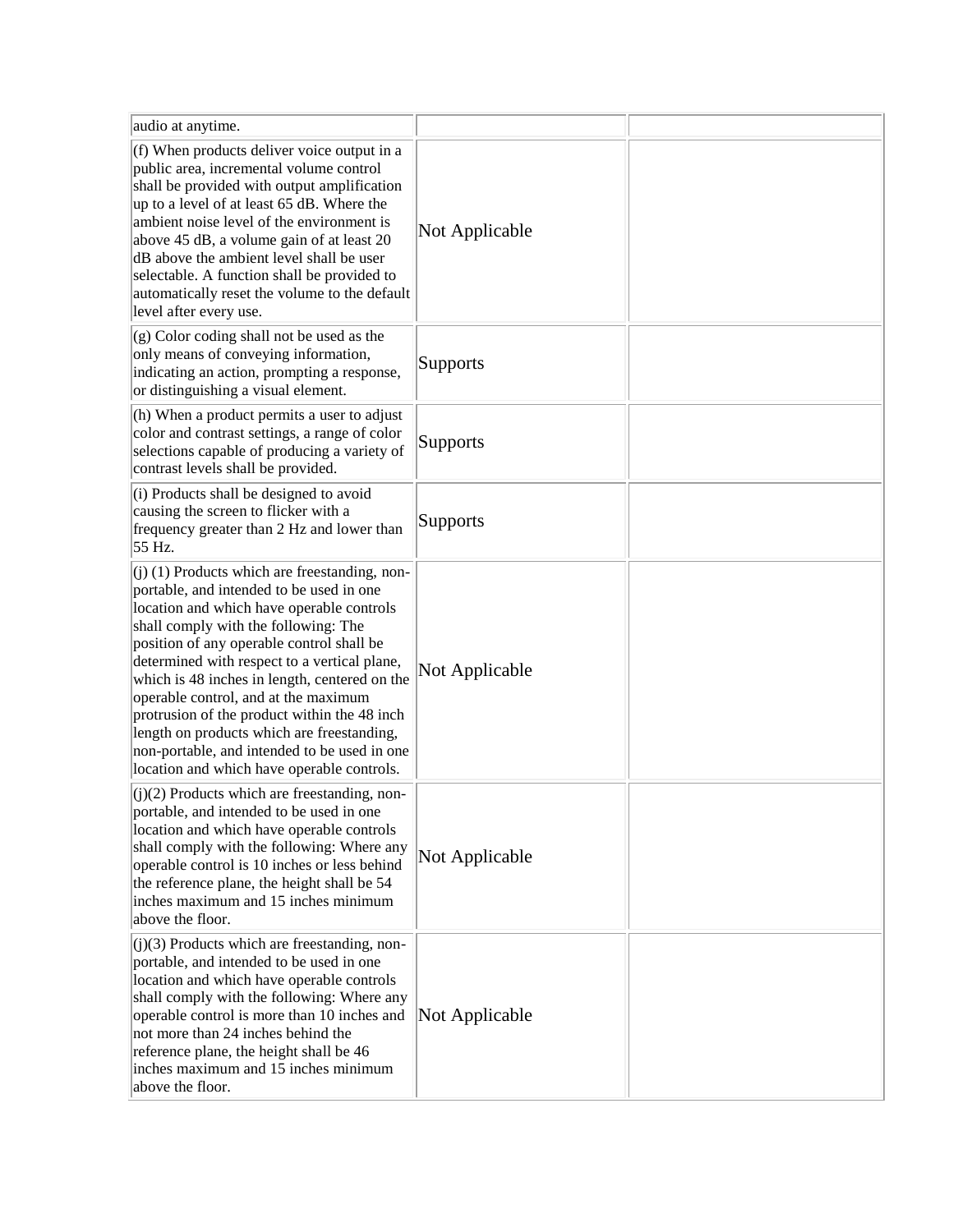| | | |
|---|---|---|
| audio at anytime. | | |
| (f) When products deliver voice output in a public area, incremental volume control shall be provided with output amplification up to a level of at least 65 dB. Where the ambient noise level of the environment is above 45 dB, a volume gain of at least 20 dB above the ambient level shall be user selectable. A function shall be provided to automatically reset the volume to the default level after every use. | Not Applicable | |
| (g) Color coding shall not be used as the only means of conveying information, indicating an action, prompting a response, or distinguishing a visual element. | Supports | |
| (h) When a product permits a user to adjust color and contrast settings, a range of color selections capable of producing a variety of contrast levels shall be provided. | Supports | |
| (i) Products shall be designed to avoid causing the screen to flicker with a frequency greater than 2 Hz and lower than 55 Hz. | Supports | |
| (j) (1) Products which are freestanding, non-portable, and intended to be used in one location and which have operable controls shall comply with the following: The position of any operable control shall be determined with respect to a vertical plane, which is 48 inches in length, centered on the operable control, and at the maximum protrusion of the product within the 48 inch length on products which are freestanding, non-portable, and intended to be used in one location and which have operable controls. | Not Applicable | |
| (j)(2) Products which are freestanding, non-portable, and intended to be used in one location and which have operable controls shall comply with the following: Where any operable control is 10 inches or less behind the reference plane, the height shall be 54 inches maximum and 15 inches minimum above the floor. | Not Applicable | |
| (j)(3) Products which are freestanding, non-portable, and intended to be used in one location and which have operable controls shall comply with the following: Where any operable control is more than 10 inches and not more than 24 inches behind the reference plane, the height shall be 46 inches maximum and 15 inches minimum above the floor. | Not Applicable | |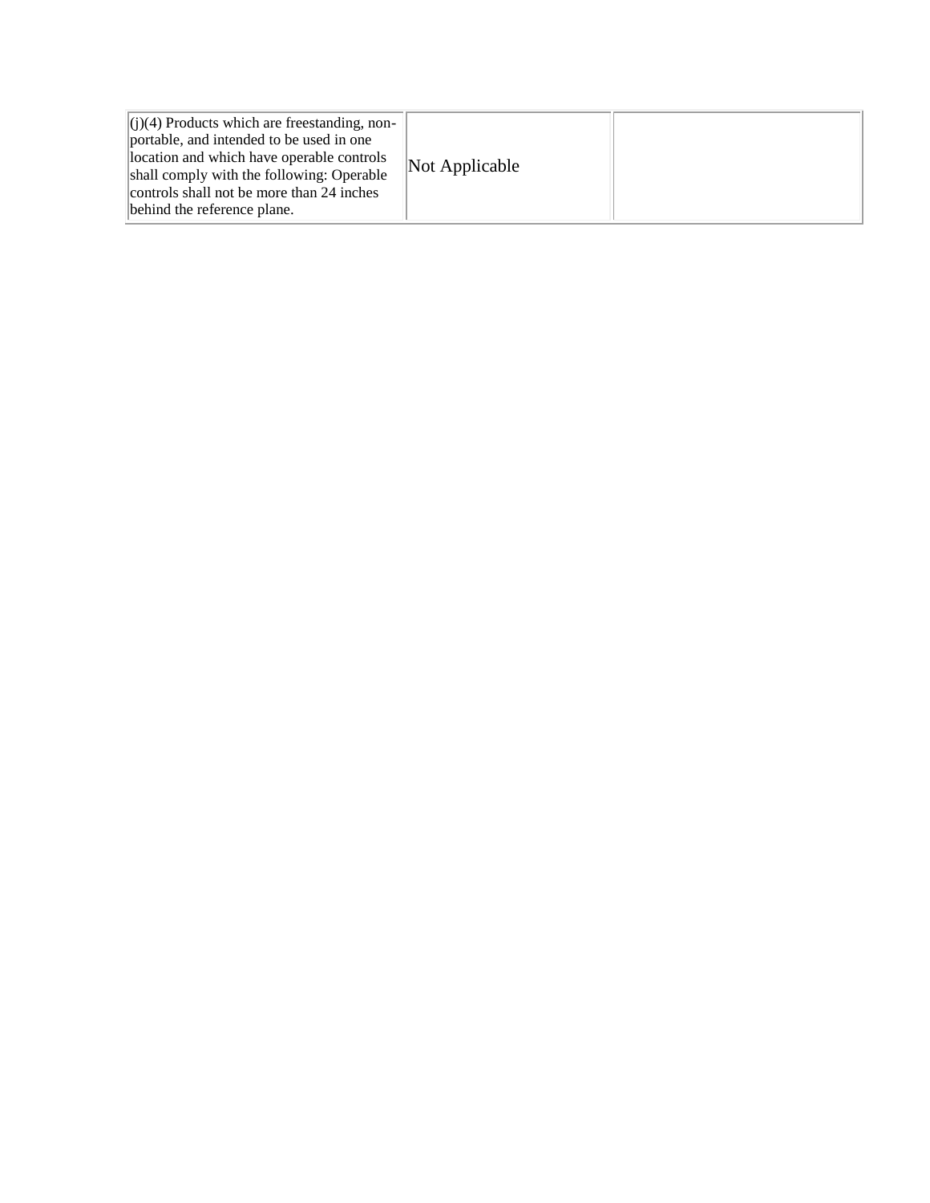| | | |
|---|---|---|
| (j)(4) Products which are freestanding, non-portable, and intended to be used in one location and which have operable controls shall comply with the following: Operable controls shall not be more than 24 inches behind the reference plane. | Not Applicable | |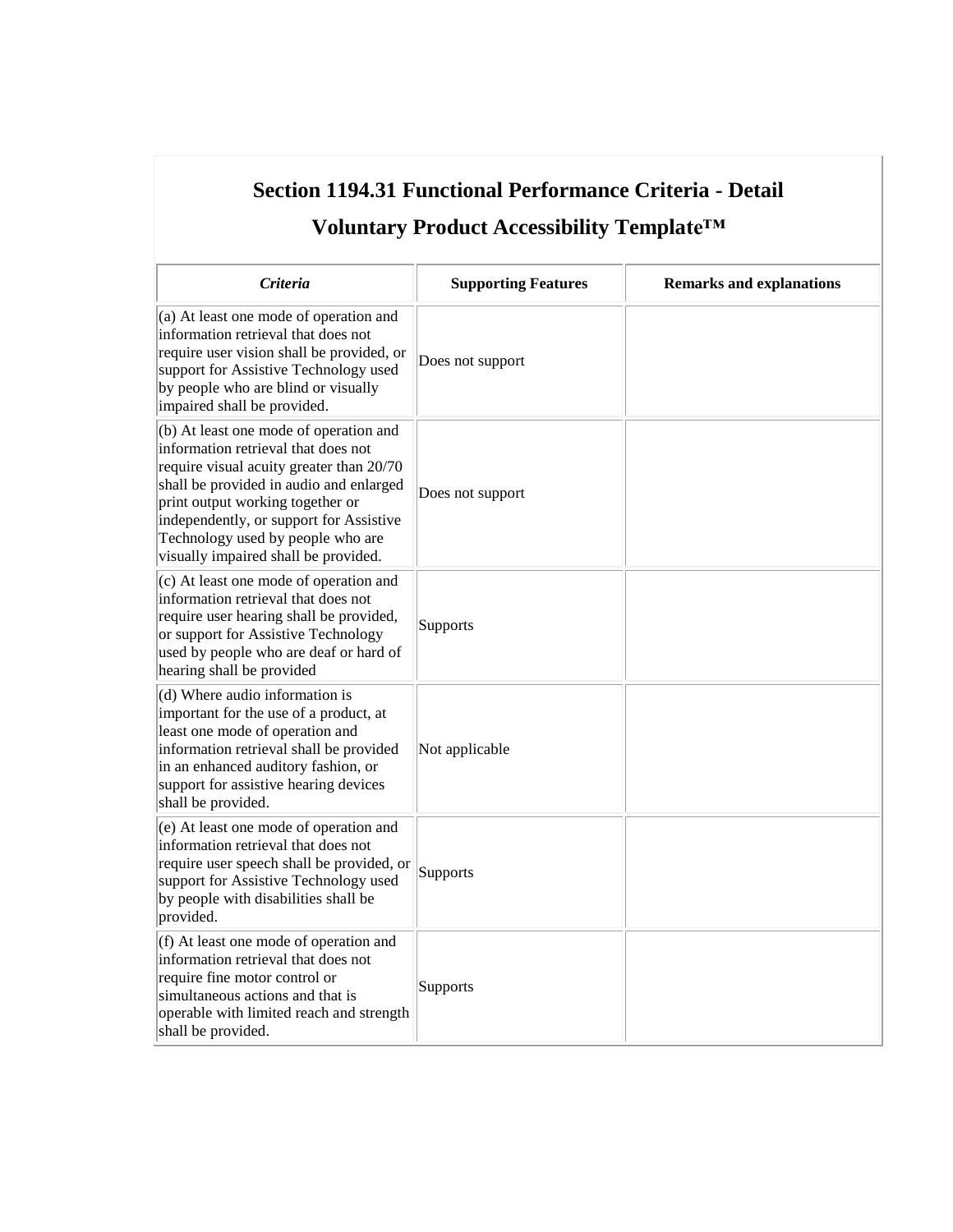## Section 1194.31 Functional Performance Criteria - Detail

## Voluntary Product Accessibility Template™

| *Criteria* | Supporting Features | Remarks and explanations |
|---|---|---|
| (a) At least one mode of operation and information retrieval that does not require user vision shall be provided, or support for Assistive Technology used by people who are blind or visually impaired shall be provided. | Does not support | |
| (b) At least one mode of operation and information retrieval that does not require visual acuity greater than 20/70 shall be provided in audio and enlarged print output working together or independently, or support for Assistive Technology used by people who are visually impaired shall be provided. | Does not support | |
| (c) At least one mode of operation and information retrieval that does not require user hearing shall be provided, or support for Assistive Technology used by people who are deaf or hard of hearing shall be provided | Supports | |
| (d) Where audio information is important for the use of a product, at least one mode of operation and information retrieval shall be provided in an enhanced auditory fashion, or support for assistive hearing devices shall be provided. | Not applicable | |
| (e) At least one mode of operation and information retrieval that does not require user speech shall be provided, or support for Assistive Technology used by people with disabilities shall be provided. | Supports | |
| (f) At least one mode of operation and information retrieval that does not require fine motor control or simultaneous actions and that is operable with limited reach and strength shall be provided. | Supports | |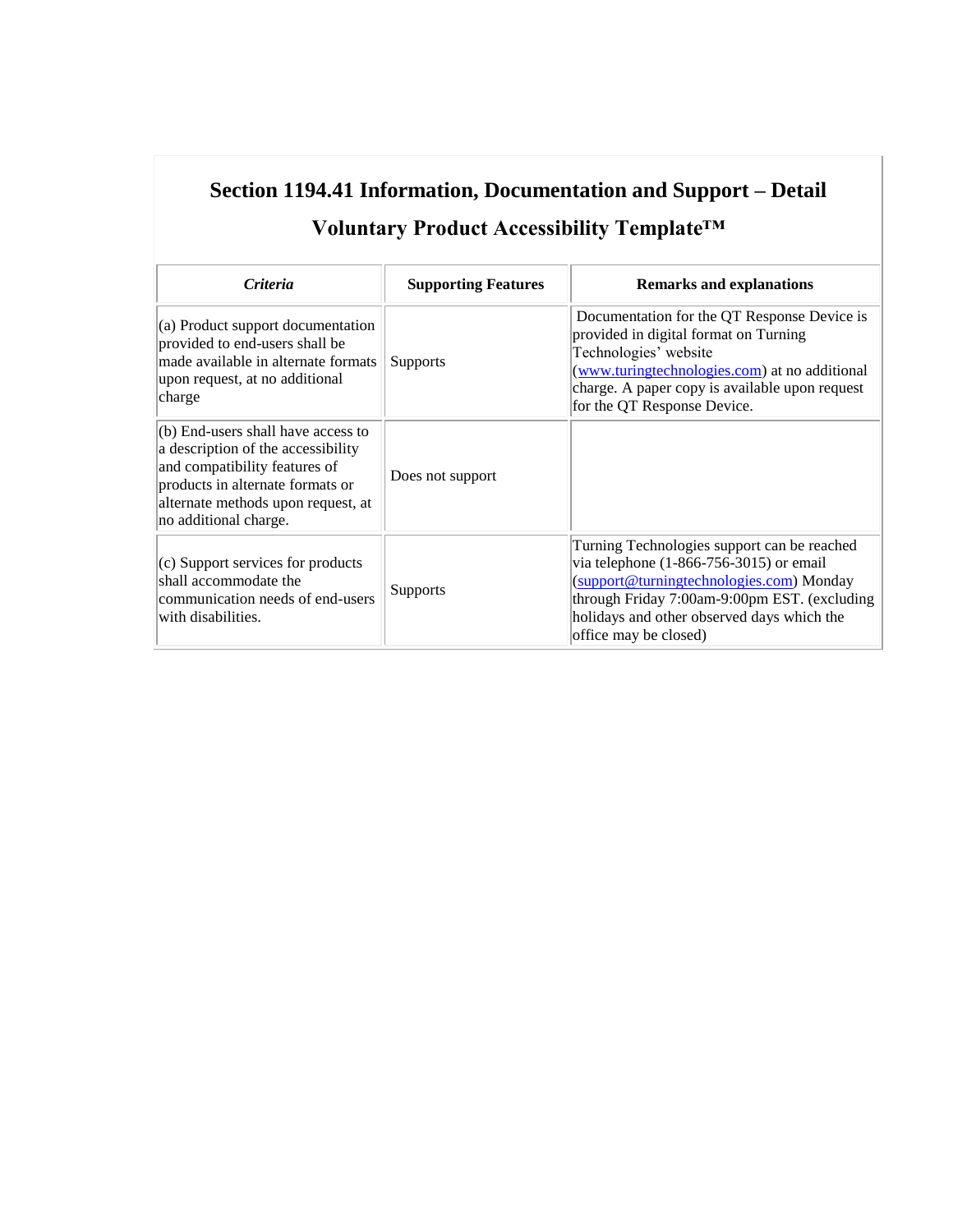## Section 1194.41 Information, Documentation and Support – Detail

## Voluntary Product Accessibility Template™

| *Criteria* | Supporting Features | Remarks and explanations |
|---|---|---|
| (a) Product support documentation provided to end-users shall be made available in alternate formats upon request, at no additional charge | Supports | Documentation for the QT Response Device is provided in digital format on Turning Technologies' website (www.turingtechnologies.com) at no additional charge. A paper copy is available upon request for the QT Response Device. |
| (b) End-users shall have access to a description of the accessibility and compatibility features of products in alternate formats or alternate methods upon request, at no additional charge. | Does not support | |
| (c) Support services for products shall accommodate the communication needs of end-users with disabilities. | Supports | Turning Technologies support can be reached via telephone (1-866-756-3015) or email (support@turningtechnologies.com) Monday through Friday 7:00am-9:00pm EST. (excluding holidays and other observed days which the office may be closed) |